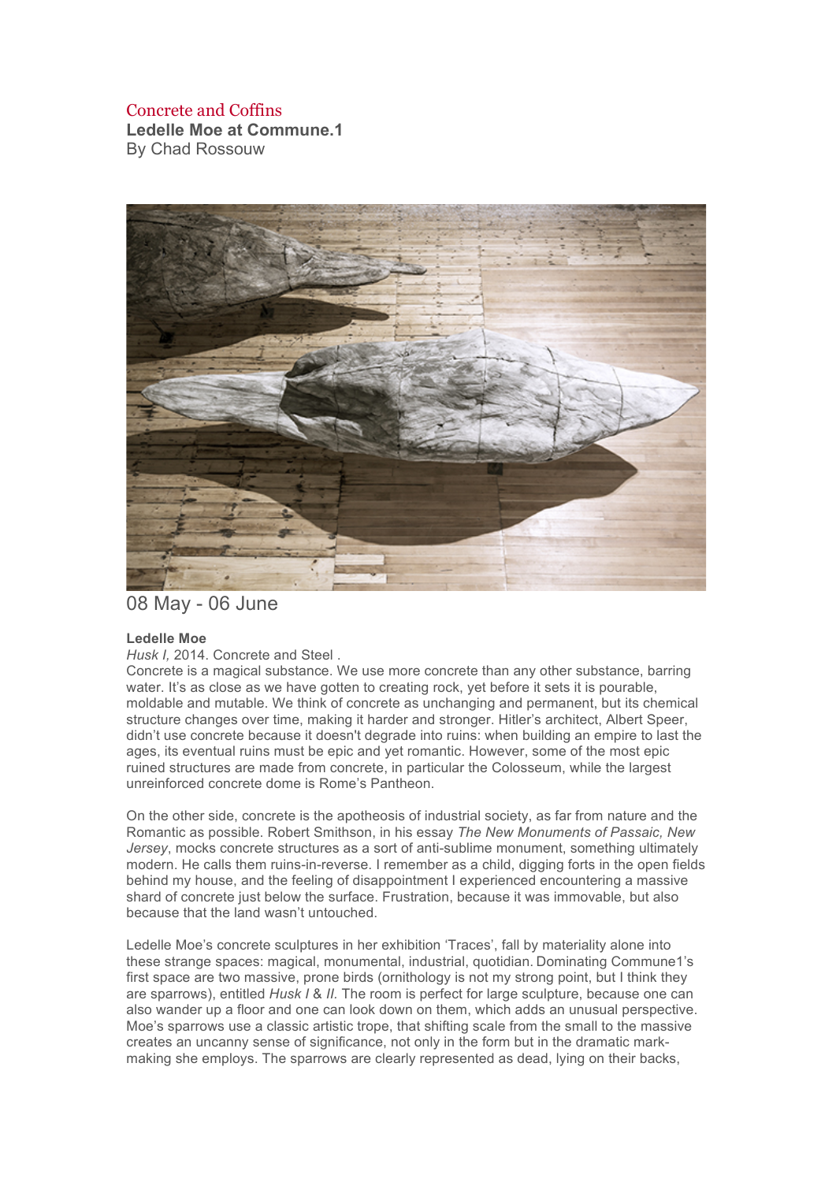# Concrete and Coffins

**Ledelle Moe at Commune.1**
By Chad Rossouw

08 May - 06 June

**Ledelle Moe**
*Husk I,* 2014. Concrete and Steel .

Concrete is a magical substance. We use more concrete than any other substance, barring water. It's as close as we have gotten to creating rock, yet before it sets it is pourable, moldable and mutable. We think of concrete as unchanging and permanent, but its chemical structure changes over time, making it harder and stronger. Hitler's architect, Albert Speer, didn't use concrete because it doesn't degrade into ruins: when building an empire to last the ages, its eventual ruins must be epic and yet romantic. However, some of the most epic ruined structures are made from concrete, in particular the Colosseum, while the largest unreinforced concrete dome is Rome's Pantheon.

On the other side, concrete is the apotheosis of industrial society, as far from nature and the Romantic as possible. Robert Smithson, in his essay *The New Monuments of Passaic, New Jersey*, mocks concrete structures as a sort of anti-sublime monument, something ultimately modern. He calls them ruins-in-reverse. I remember as a child, digging forts in the open fields behind my house, and the feeling of disappointment I experienced encountering a massive shard of concrete just below the surface. Frustration, because it was immovable, but also because that the land wasn't untouched.

Ledelle Moe's concrete sculptures in her exhibition 'Traces', fall by materiality alone into these strange spaces: magical, monumental, industrial, quotidian. Dominating Commune1's first space are two massive, prone birds (ornithology is not my strong point, but I think they are sparrows), entitled *Husk I* & *II.* The room is perfect for large sculpture, because one can also wander up a floor and one can look down on them, which adds an unusual perspective. Moe's sparrows use a classic artistic trope, that shifting scale from the small to the massive creates an uncanny sense of significance, not only in the form but in the dramatic mark-making she employs. The sparrows are clearly represented as dead, lying on their backs,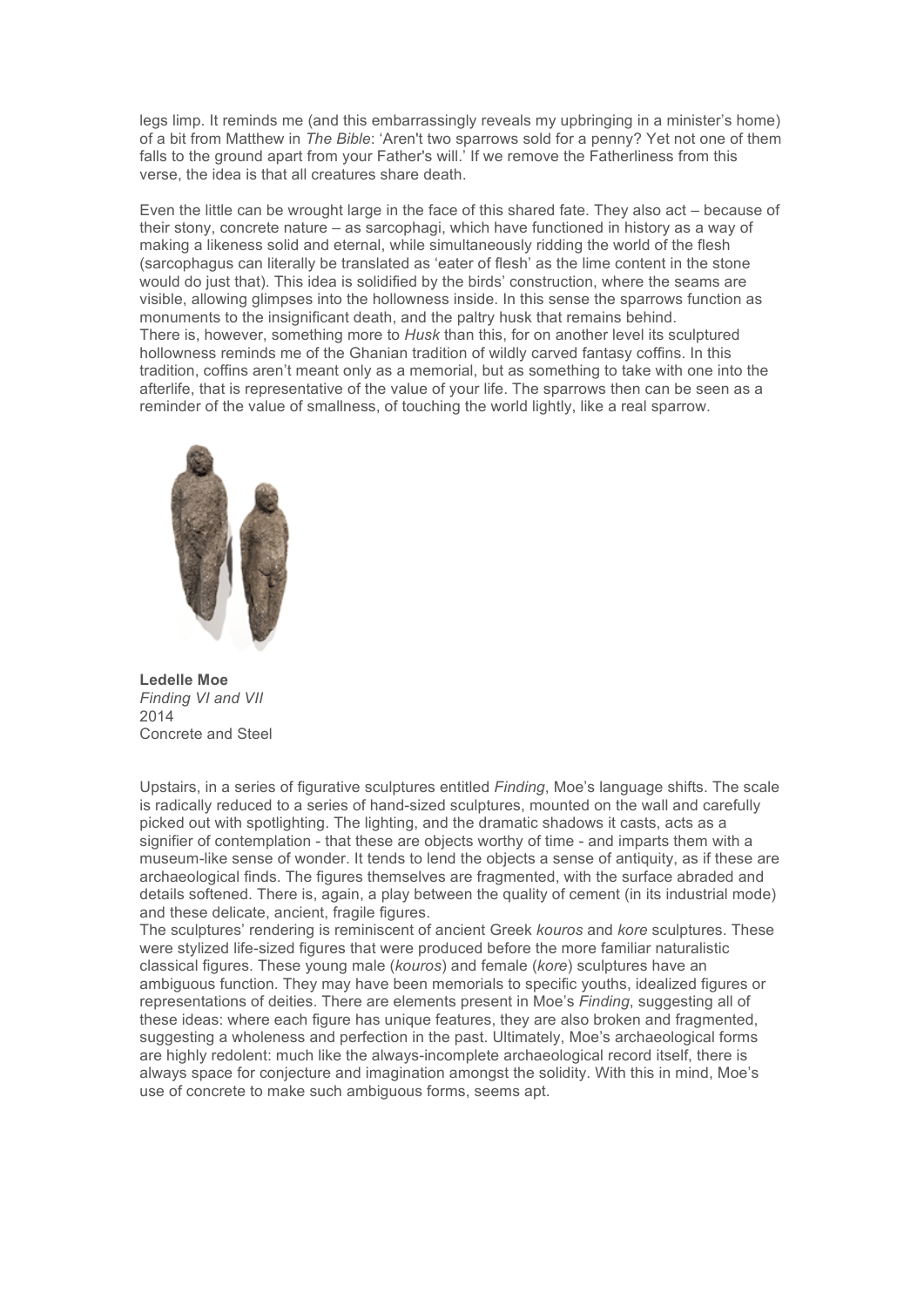legs limp. It reminds me (and this embarrassingly reveals my upbringing in a minister's home) of a bit from Matthew in *The Bible*: 'Aren't two sparrows sold for a penny? Yet not one of them falls to the ground apart from your Father's will.' If we remove the Fatherliness from this verse, the idea is that all creatures share death.

Even the little can be wrought large in the face of this shared fate. They also act – because of their stony, concrete nature – as sarcophagi, which have functioned in history as a way of making a likeness solid and eternal, while simultaneously ridding the world of the flesh (sarcophagus can literally be translated as 'eater of flesh' as the lime content in the stone would do just that). This idea is solidified by the birds' construction, where the seams are visible, allowing glimpses into the hollowness inside. In this sense the sparrows function as monuments to the insignificant death, and the paltry husk that remains behind.
There is, however, something more to *Husk* than this, for on another level its sculptured hollowness reminds me of the Ghanian tradition of wildly carved fantasy coffins. In this tradition, coffins aren't meant only as a memorial, but as something to take with one into the afterlife, that is representative of the value of your life. The sparrows then can be seen as a reminder of the value of smallness, of touching the world lightly, like a real sparrow.

**Ledelle Moe**
*Finding VI and VII*
2014
Concrete and Steel

Upstairs, in a series of figurative sculptures entitled *Finding*, Moe's language shifts. The scale is radically reduced to a series of hand-sized sculptures, mounted on the wall and carefully picked out with spotlighting. The lighting, and the dramatic shadows it casts, acts as a signifier of contemplation - that these are objects worthy of time - and imparts them with a museum-like sense of wonder. It tends to lend the objects a sense of antiquity, as if these are archaeological finds. The figures themselves are fragmented, with the surface abraded and details softened. There is, again, a play between the quality of cement (in its industrial mode) and these delicate, ancient, fragile figures.
The sculptures' rendering is reminiscent of ancient Greek *kouros* and *kore* sculptures. These were stylized life-sized figures that were produced before the more familiar naturalistic classical figures. These young male (*kouros*) and female (*kore*) sculptures have an ambiguous function. They may have been memorials to specific youths, idealized figures or representations of deities. There are elements present in Moe's *Finding*, suggesting all of these ideas: where each figure has unique features, they are also broken and fragmented, suggesting a wholeness and perfection in the past. Ultimately, Moe's archaeological forms are highly redolent: much like the always-incomplete archaeological record itself, there is always space for conjecture and imagination amongst the solidity. With this in mind, Moe's use of concrete to make such ambiguous forms, seems apt.